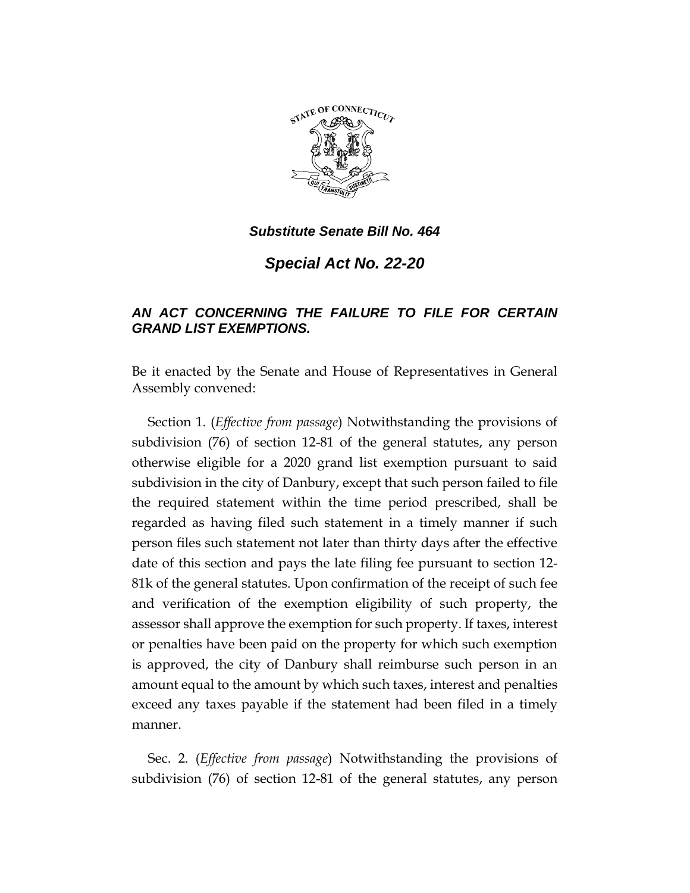***Substitute Senate Bill No. 464***

# ***Special Act No. 22-20***

### ***AN ACT CONCERNING THE FAILURE TO FILE FOR CERTAIN GRAND LIST EXEMPTIONS.***

Be it enacted by the Senate and House of Representatives in General Assembly convened:

Section 1. (*Effective from passage*) Notwithstanding the provisions of subdivision (76) of section 12-81 of the general statutes, any person otherwise eligible for a 2020 grand list exemption pursuant to said subdivision in the city of Danbury, except that such person failed to file the required statement within the time period prescribed, shall be regarded as having filed such statement in a timely manner if such person files such statement not later than thirty days after the effective date of this section and pays the late filing fee pursuant to section 12-81k of the general statutes. Upon confirmation of the receipt of such fee and verification of the exemption eligibility of such property, the assessor shall approve the exemption for such property. If taxes, interest or penalties have been paid on the property for which such exemption is approved, the city of Danbury shall reimburse such person in an amount equal to the amount by which such taxes, interest and penalties exceed any taxes payable if the statement had been filed in a timely manner.

Sec. 2. (*Effective from passage*) Notwithstanding the provisions of subdivision (76) of section 12-81 of the general statutes, any person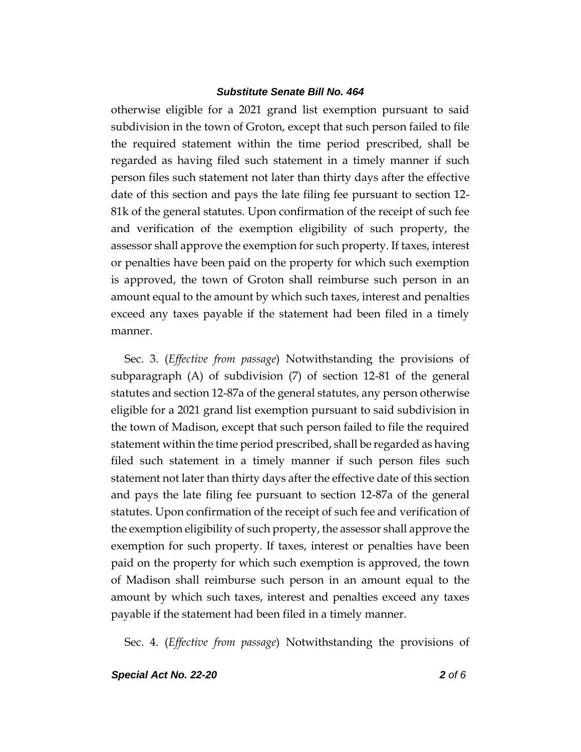otherwise eligible for a 2021 grand list exemption pursuant to said subdivision in the town of Groton, except that such person failed to file the required statement within the time period prescribed, shall be regarded as having filed such statement in a timely manner if such person files such statement not later than thirty days after the effective date of this section and pays the late filing fee pursuant to section 12-81k of the general statutes. Upon confirmation of the receipt of such fee and verification of the exemption eligibility of such property, the assessor shall approve the exemption for such property. If taxes, interest or penalties have been paid on the property for which such exemption is approved, the town of Groton shall reimburse such person in an amount equal to the amount by which such taxes, interest and penalties exceed any taxes payable if the statement had been filed in a timely manner.

Sec. 3. (*Effective from passage*) Notwithstanding the provisions of subparagraph (A) of subdivision (7) of section 12-81 of the general statutes and section 12-87a of the general statutes, any person otherwise eligible for a 2021 grand list exemption pursuant to said subdivision in the town of Madison, except that such person failed to file the required statement within the time period prescribed, shall be regarded as having filed such statement in a timely manner if such person files such statement not later than thirty days after the effective date of this section and pays the late filing fee pursuant to section 12-87a of the general statutes. Upon confirmation of the receipt of such fee and verification of the exemption eligibility of such property, the assessor shall approve the exemption for such property. If taxes, interest or penalties have been paid on the property for which such exemption is approved, the town of Madison shall reimburse such person in an amount equal to the amount by which such taxes, interest and penalties exceed any taxes payable if the statement had been filed in a timely manner.

Sec. 4. (*Effective from passage*) Notwithstanding the provisions of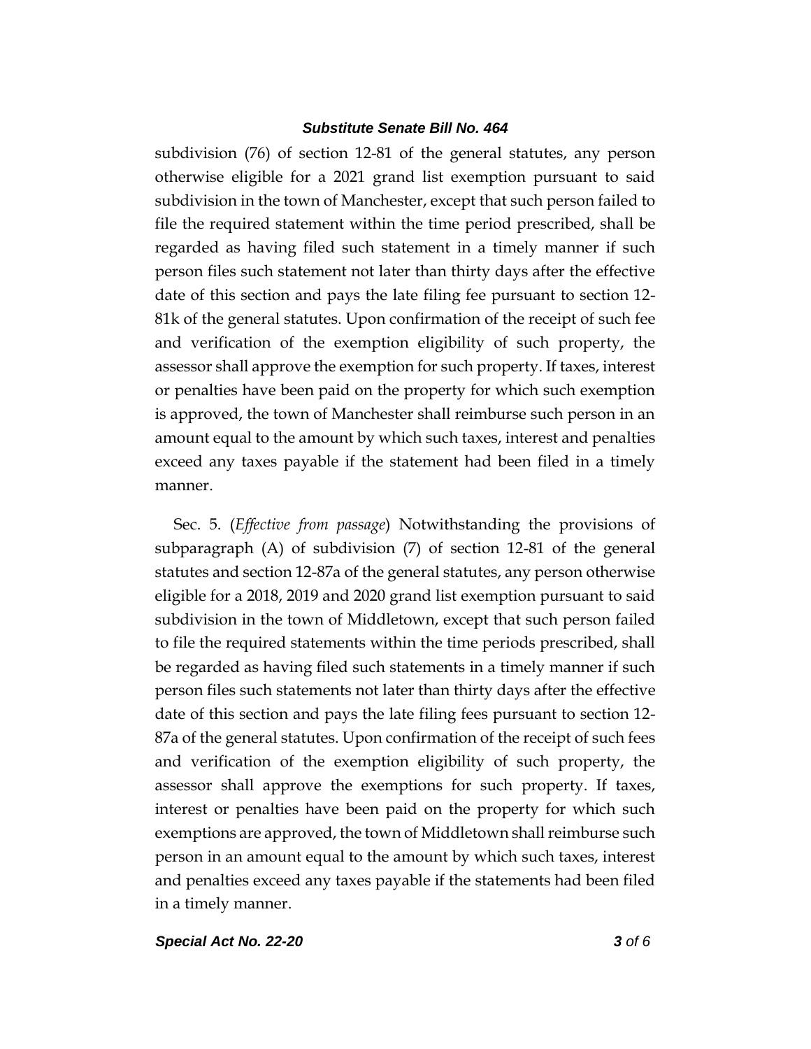subdivision (76) of section 12-81 of the general statutes, any person otherwise eligible for a 2021 grand list exemption pursuant to said subdivision in the town of Manchester, except that such person failed to file the required statement within the time period prescribed, shall be regarded as having filed such statement in a timely manner if such person files such statement not later than thirty days after the effective date of this section and pays the late filing fee pursuant to section 12-81k of the general statutes. Upon confirmation of the receipt of such fee and verification of the exemption eligibility of such property, the assessor shall approve the exemption for such property. If taxes, interest or penalties have been paid on the property for which such exemption is approved, the town of Manchester shall reimburse such person in an amount equal to the amount by which such taxes, interest and penalties exceed any taxes payable if the statement had been filed in a timely manner.

Sec. 5. (*Effective from passage*) Notwithstanding the provisions of subparagraph (A) of subdivision (7) of section 12-81 of the general statutes and section 12-87a of the general statutes, any person otherwise eligible for a 2018, 2019 and 2020 grand list exemption pursuant to said subdivision in the town of Middletown, except that such person failed to file the required statements within the time periods prescribed, shall be regarded as having filed such statements in a timely manner if such person files such statements not later than thirty days after the effective date of this section and pays the late filing fees pursuant to section 12-87a of the general statutes. Upon confirmation of the receipt of such fees and verification of the exemption eligibility of such property, the assessor shall approve the exemptions for such property. If taxes, interest or penalties have been paid on the property for which such exemptions are approved, the town of Middletown shall reimburse such person in an amount equal to the amount by which such taxes, interest and penalties exceed any taxes payable if the statements had been filed in a timely manner.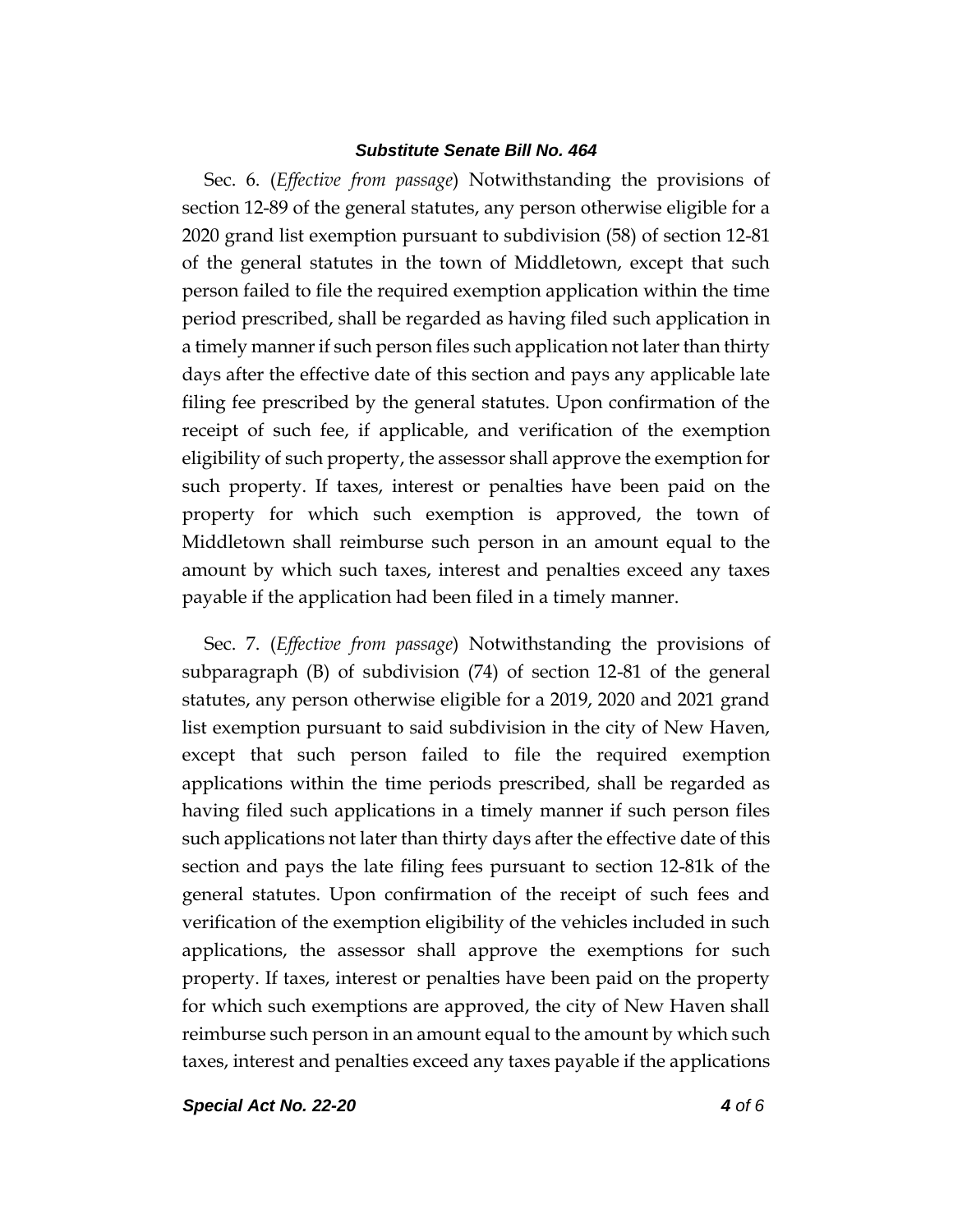Sec. 6. (*Effective from passage*) Notwithstanding the provisions of section 12-89 of the general statutes, any person otherwise eligible for a 2020 grand list exemption pursuant to subdivision (58) of section 12-81 of the general statutes in the town of Middletown, except that such person failed to file the required exemption application within the time period prescribed, shall be regarded as having filed such application in a timely manner if such person files such application not later than thirty days after the effective date of this section and pays any applicable late filing fee prescribed by the general statutes. Upon confirmation of the receipt of such fee, if applicable, and verification of the exemption eligibility of such property, the assessor shall approve the exemption for such property. If taxes, interest or penalties have been paid on the property for which such exemption is approved, the town of Middletown shall reimburse such person in an amount equal to the amount by which such taxes, interest and penalties exceed any taxes payable if the application had been filed in a timely manner.

Sec. 7. (*Effective from passage*) Notwithstanding the provisions of subparagraph (B) of subdivision (74) of section 12-81 of the general statutes, any person otherwise eligible for a 2019, 2020 and 2021 grand list exemption pursuant to said subdivision in the city of New Haven, except that such person failed to file the required exemption applications within the time periods prescribed, shall be regarded as having filed such applications in a timely manner if such person files such applications not later than thirty days after the effective date of this section and pays the late filing fees pursuant to section 12-81k of the general statutes. Upon confirmation of the receipt of such fees and verification of the exemption eligibility of the vehicles included in such applications, the assessor shall approve the exemptions for such property. If taxes, interest or penalties have been paid on the property for which such exemptions are approved, the city of New Haven shall reimburse such person in an amount equal to the amount by which such taxes, interest and penalties exceed any taxes payable if the applications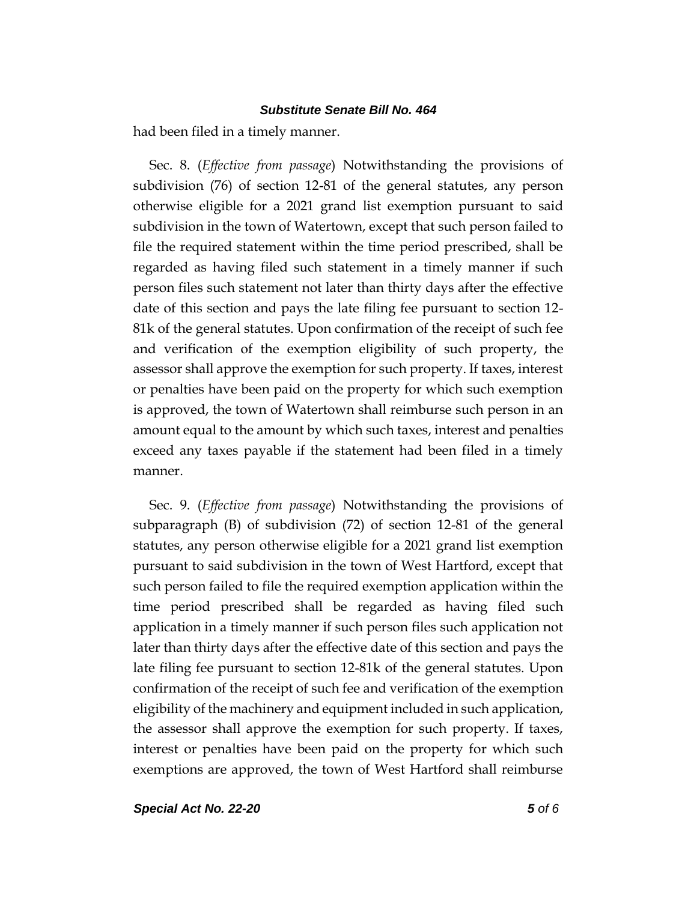had been filed in a timely manner.

Sec. 8. (*Effective from passage*) Notwithstanding the provisions of subdivision (76) of section 12-81 of the general statutes, any person otherwise eligible for a 2021 grand list exemption pursuant to said subdivision in the town of Watertown, except that such person failed to file the required statement within the time period prescribed, shall be regarded as having filed such statement in a timely manner if such person files such statement not later than thirty days after the effective date of this section and pays the late filing fee pursuant to section 12-81k of the general statutes. Upon confirmation of the receipt of such fee and verification of the exemption eligibility of such property, the assessor shall approve the exemption for such property. If taxes, interest or penalties have been paid on the property for which such exemption is approved, the town of Watertown shall reimburse such person in an amount equal to the amount by which such taxes, interest and penalties exceed any taxes payable if the statement had been filed in a timely manner.

Sec. 9. (*Effective from passage*) Notwithstanding the provisions of subparagraph (B) of subdivision (72) of section 12-81 of the general statutes, any person otherwise eligible for a 2021 grand list exemption pursuant to said subdivision in the town of West Hartford, except that such person failed to file the required exemption application within the time period prescribed shall be regarded as having filed such application in a timely manner if such person files such application not later than thirty days after the effective date of this section and pays the late filing fee pursuant to section 12-81k of the general statutes. Upon confirmation of the receipt of such fee and verification of the exemption eligibility of the machinery and equipment included in such application, the assessor shall approve the exemption for such property. If taxes, interest or penalties have been paid on the property for which such exemptions are approved, the town of West Hartford shall reimburse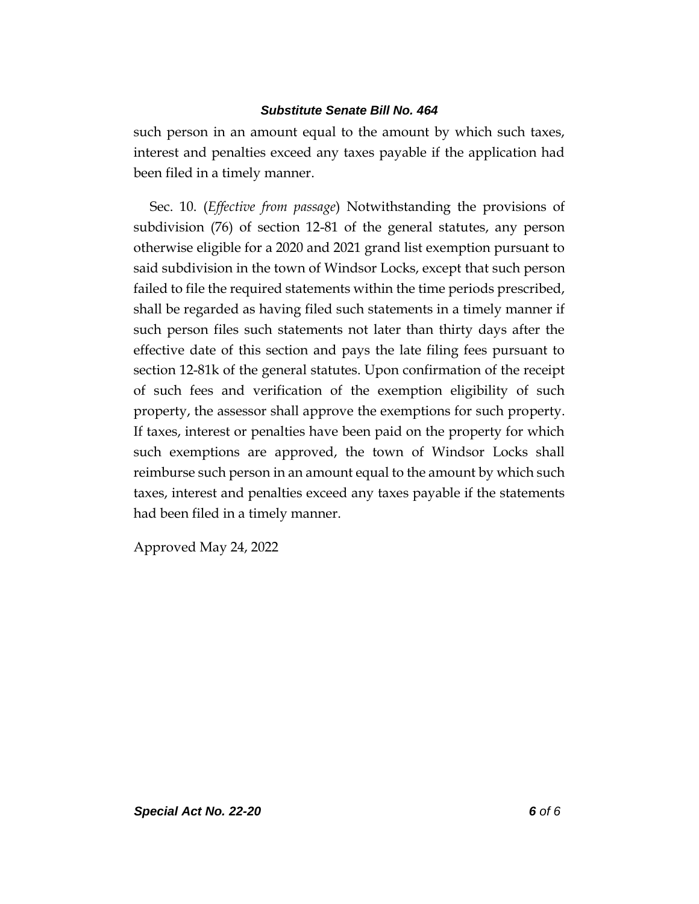such person in an amount equal to the amount by which such taxes, interest and penalties exceed any taxes payable if the application had been filed in a timely manner.

Sec. 10. (*Effective from passage*) Notwithstanding the provisions of subdivision (76) of section 12-81 of the general statutes, any person otherwise eligible for a 2020 and 2021 grand list exemption pursuant to said subdivision in the town of Windsor Locks, except that such person failed to file the required statements within the time periods prescribed, shall be regarded as having filed such statements in a timely manner if such person files such statements not later than thirty days after the effective date of this section and pays the late filing fees pursuant to section 12-81k of the general statutes. Upon confirmation of the receipt of such fees and verification of the exemption eligibility of such property, the assessor shall approve the exemptions for such property. If taxes, interest or penalties have been paid on the property for which such exemptions are approved, the town of Windsor Locks shall reimburse such person in an amount equal to the amount by which such taxes, interest and penalties exceed any taxes payable if the statements had been filed in a timely manner.

Approved May 24, 2022